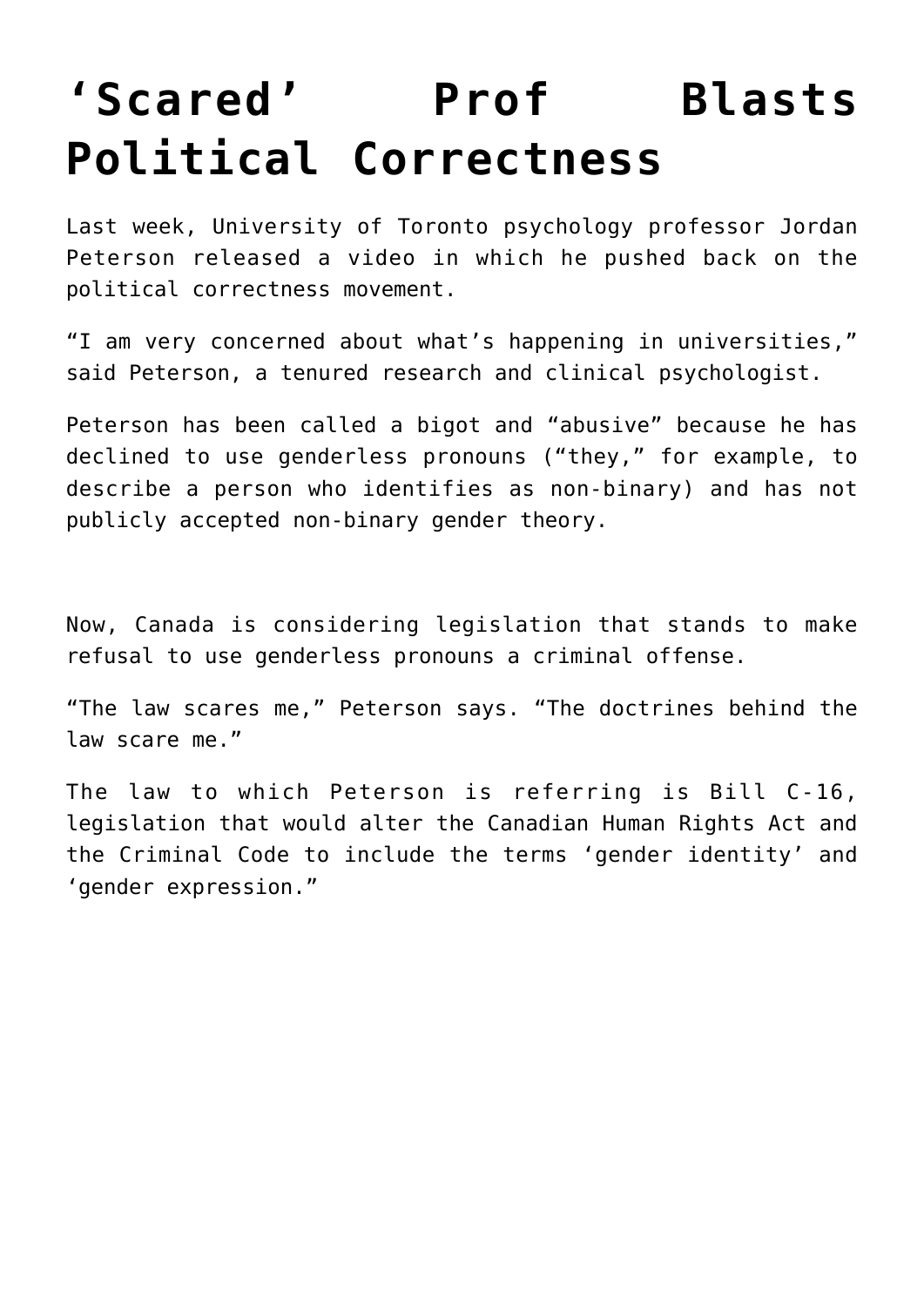# 'Scared' Prof Blasts Political Correctness

Last week, University of Toronto psychology professor Jordan Peterson released a video in which he pushed back on the political correctness movement.

"I am very concerned about what's happening in universities," said Peterson, a tenured research and clinical psychologist.

Peterson has been called a bigot and "abusive" because he has declined to use genderless pronouns ("they," for example, to describe a person who identifies as non-binary) and has not publicly accepted non-binary gender theory.

Now, Canada is considering legislation that stands to make refusal to use genderless pronouns a criminal offense.

"The law scares me," Peterson says. "The doctrines behind the law scare me."

The law to which Peterson is referring is Bill C-16, legislation that would alter the Canadian Human Rights Act and the Criminal Code to include the terms 'gender identity' and 'gender expression."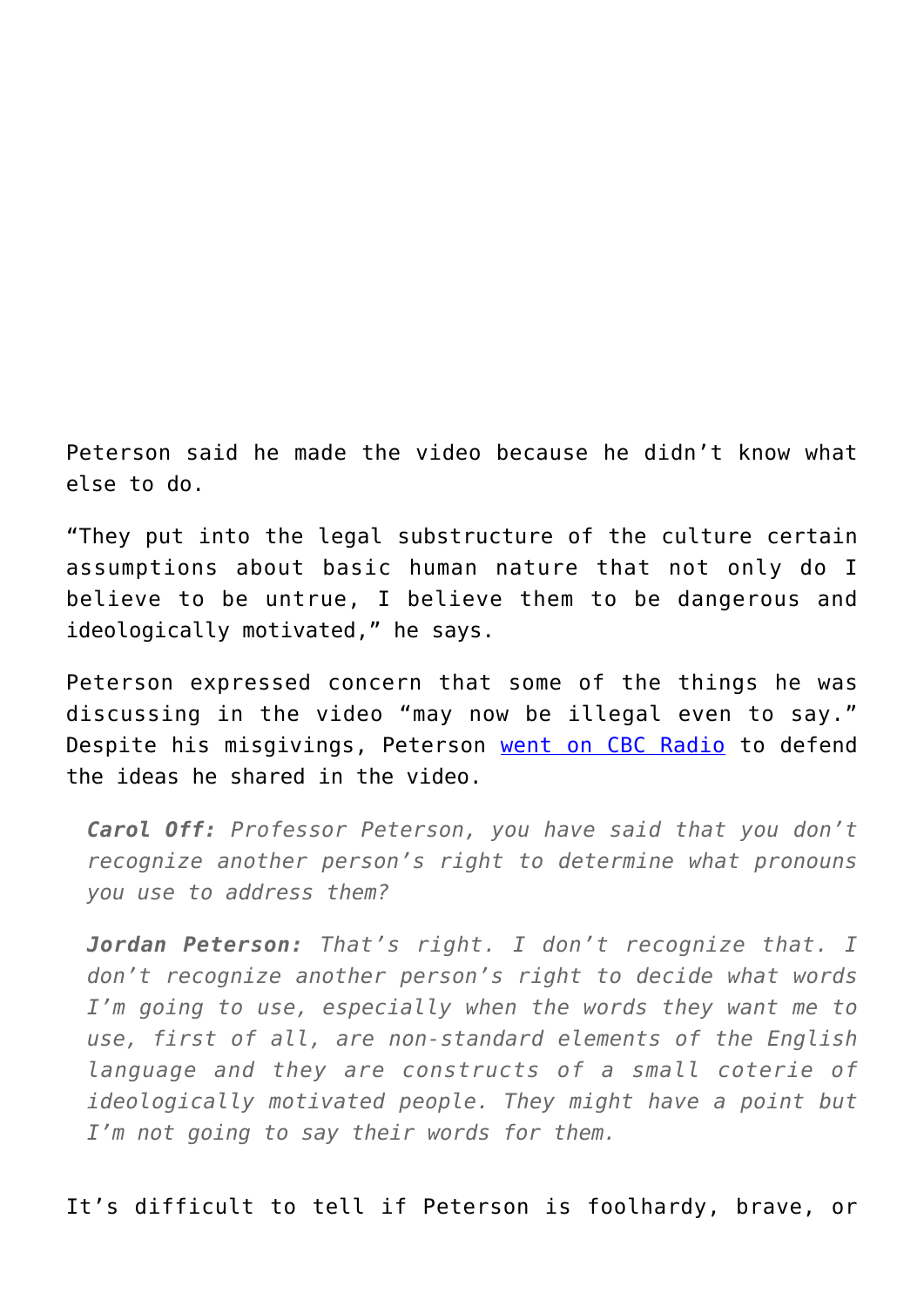Peterson said he made the video because he didn't know what else to do.

"They put into the legal substructure of the culture certain assumptions about basic human nature that not only do I believe to be untrue, I believe them to be dangerous and ideologically motivated," he says.

Peterson expressed concern that some of the things he was discussing in the video "may now be illegal even to say." Despite his misgivings, Peterson [went on CBC Radio](went on CBC Radio) to defend the ideas he shared in the video.

> ***Carol Off:*** *Professor Peterson, you have said that you don't recognize another person's right to determine what pronouns you use to address them?*
>
> ***Jordan Peterson:*** *That's right. I don't recognize that. I don't recognize another person's right to decide what words I'm going to use, especially when the words they want me to use, first of all, are non-standard elements of the English language and they are constructs of a small coterie of ideologically motivated people. They might have a point but I'm not going to say their words for them.*

It's difficult to tell if Peterson is foolhardy, brave, or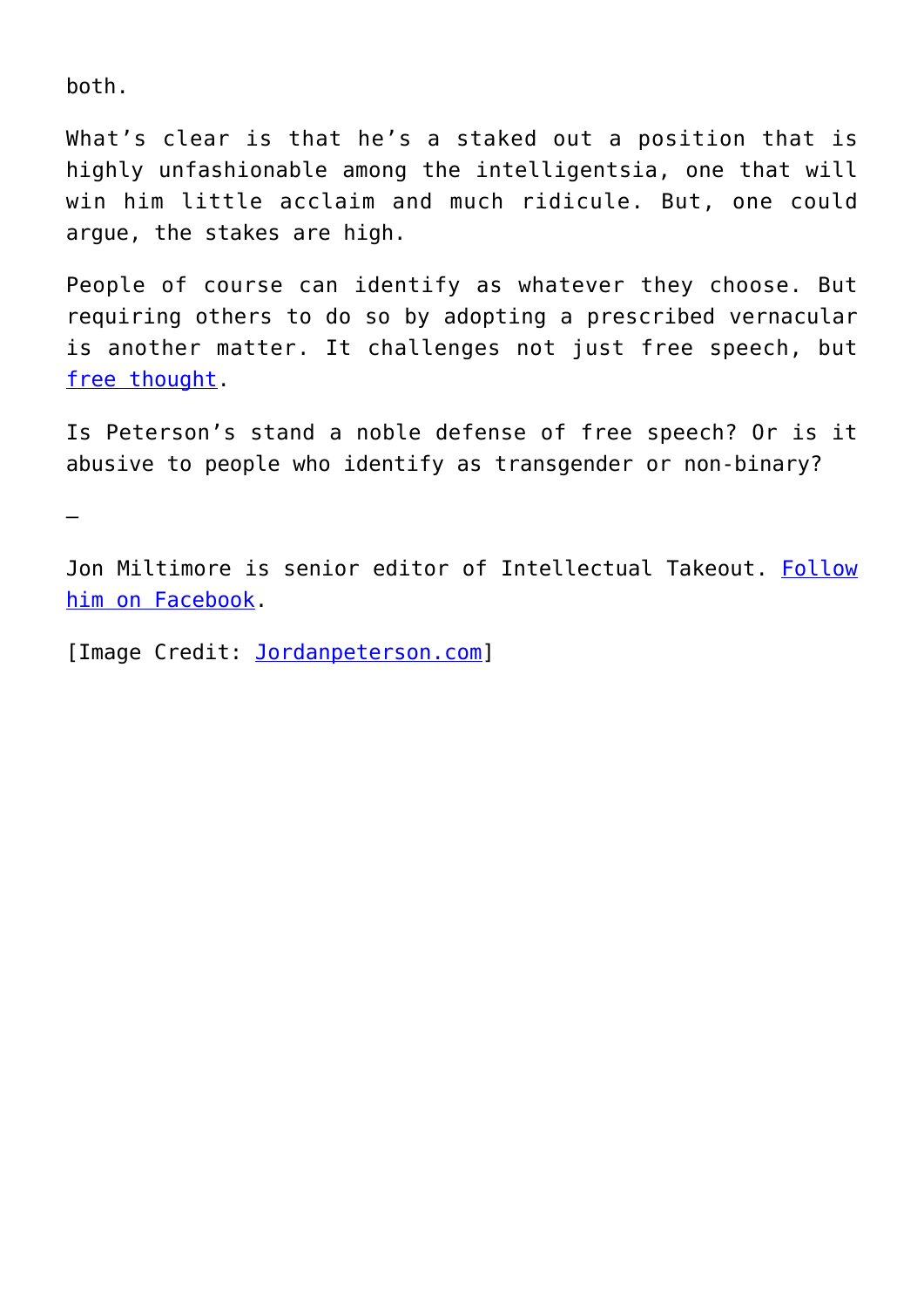both.

What’s clear is that he’s a staked out a position that is highly unfashionable among the intelligentsia, one that will win him little acclaim and much ridicule. But, one could argue, the stakes are high.

People of course can identify as whatever they choose. But requiring others to do so by adopting a prescribed vernacular is another matter. It challenges not just free speech, but free thought.

Is Peterson’s stand a noble defense of free speech? Or is it abusive to people who identify as transgender or non-binary?

—

Jon Miltimore is senior editor of Intellectual Takeout. Follow him on Facebook.

[Image Credit: Jordanpeterson.com]